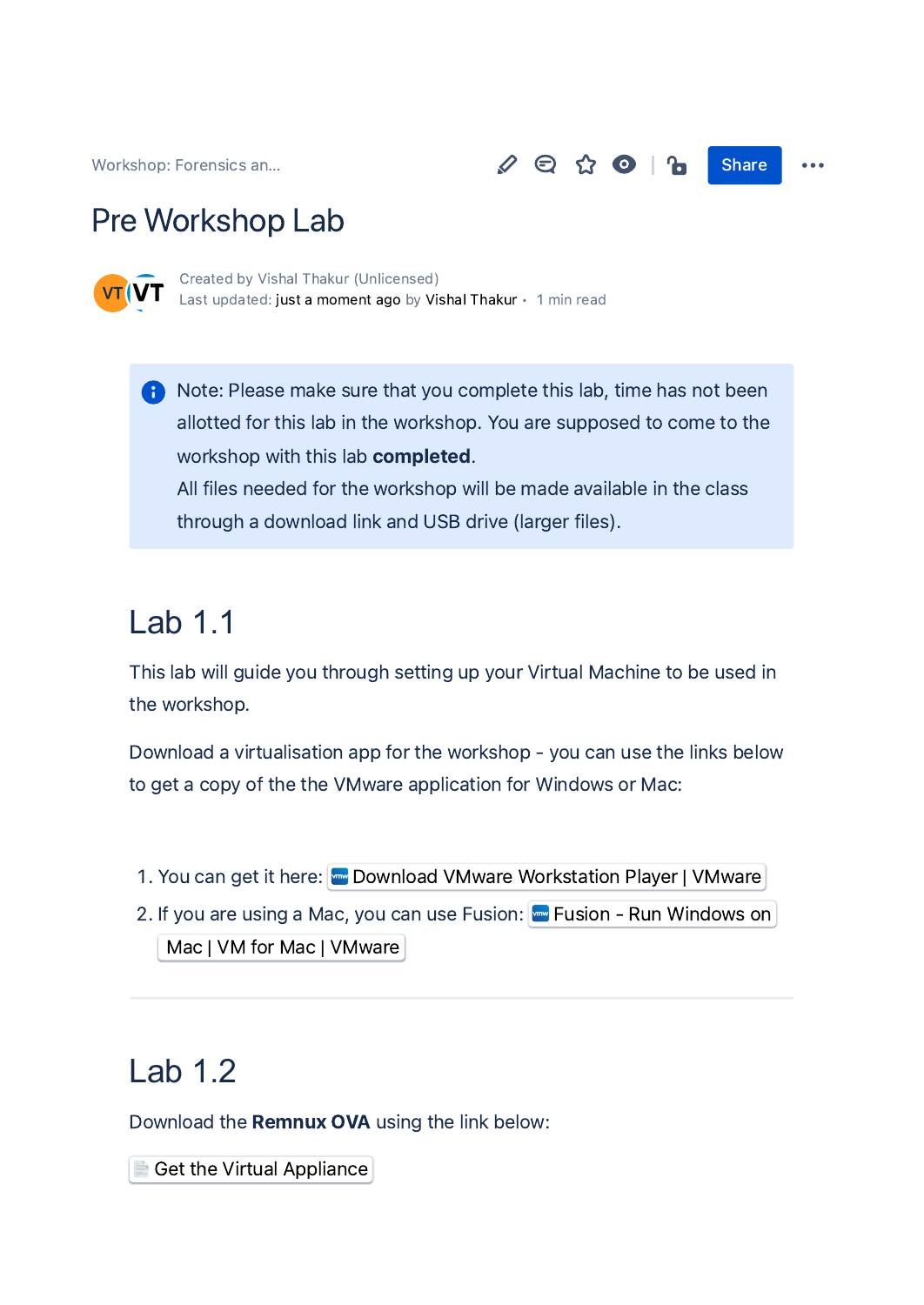Workshop: Forensics an...

# Pre Workshop Lab

Created by Vishal Thakur (Unlicensed)
Last updated: just a moment ago by Vishal Thakur • 1 min read

> Note: Please make sure that you complete this lab, time has not been allotted for this lab in the workshop. You are supposed to come to the workshop with this lab **completed**.
> All files needed for the workshop will be made available in the class through a download link and USB drive (larger files).

## Lab 1.1

This lab will guide you through setting up your Virtual Machine to be used in the workshop.

Download a virtualisation app for the workshop - you can use the links below to get a copy of the the VMware application for Windows or Mac:

1. You can get it here: Download VMware Workstation Player | VMware
2. If you are using a Mac, you can use Fusion: Fusion - Run Windows on Mac | VM for Mac | VMware

---

## Lab 1.2

Download the **Remnux OVA** using the link below:

Get the Virtual Appliance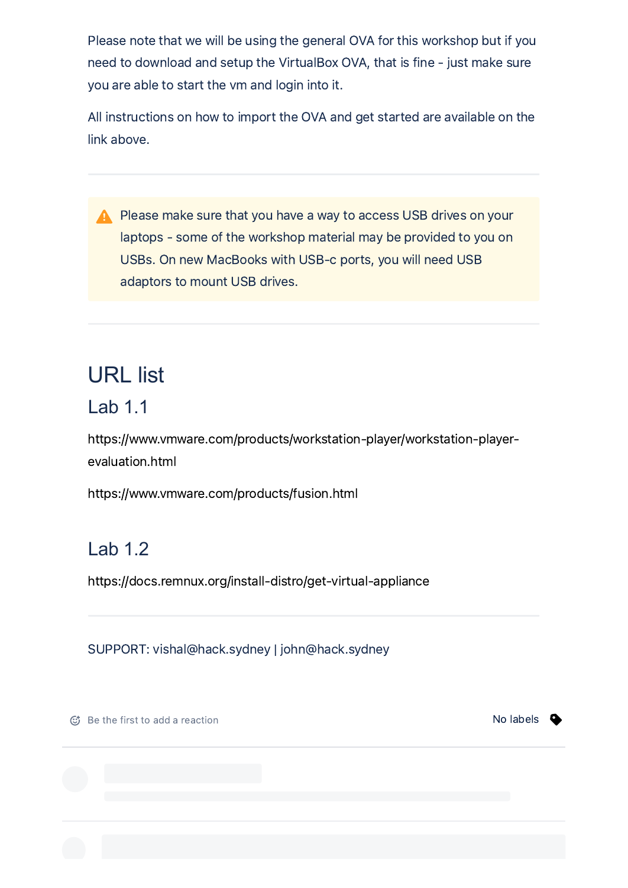Please note that we will be using the general OVA for this workshop but if you need to download and setup the VirtualBox OVA, that is fine - just make sure you are able to start the vm and login into it.

All instructions on how to import the OVA and get started are available on the link above.

---

> ⚠️ Please make sure that you have a way to access USB drives on your laptops - some of the workshop material may be provided to you on USBs. On new MacBooks with USB-c ports, you will need USB adaptors to mount USB drives.

---

# URL list

## Lab 1.1

https://www.vmware.com/products/workstation-player/workstation-player-evaluation.html

https://www.vmware.com/products/fusion.html

## Lab 1.2

https://docs.remnux.org/install-distro/get-virtual-appliance

---

SUPPORT: vishal@hack.sydney | john@hack.sydney

Be the first to add a reaction

No labels